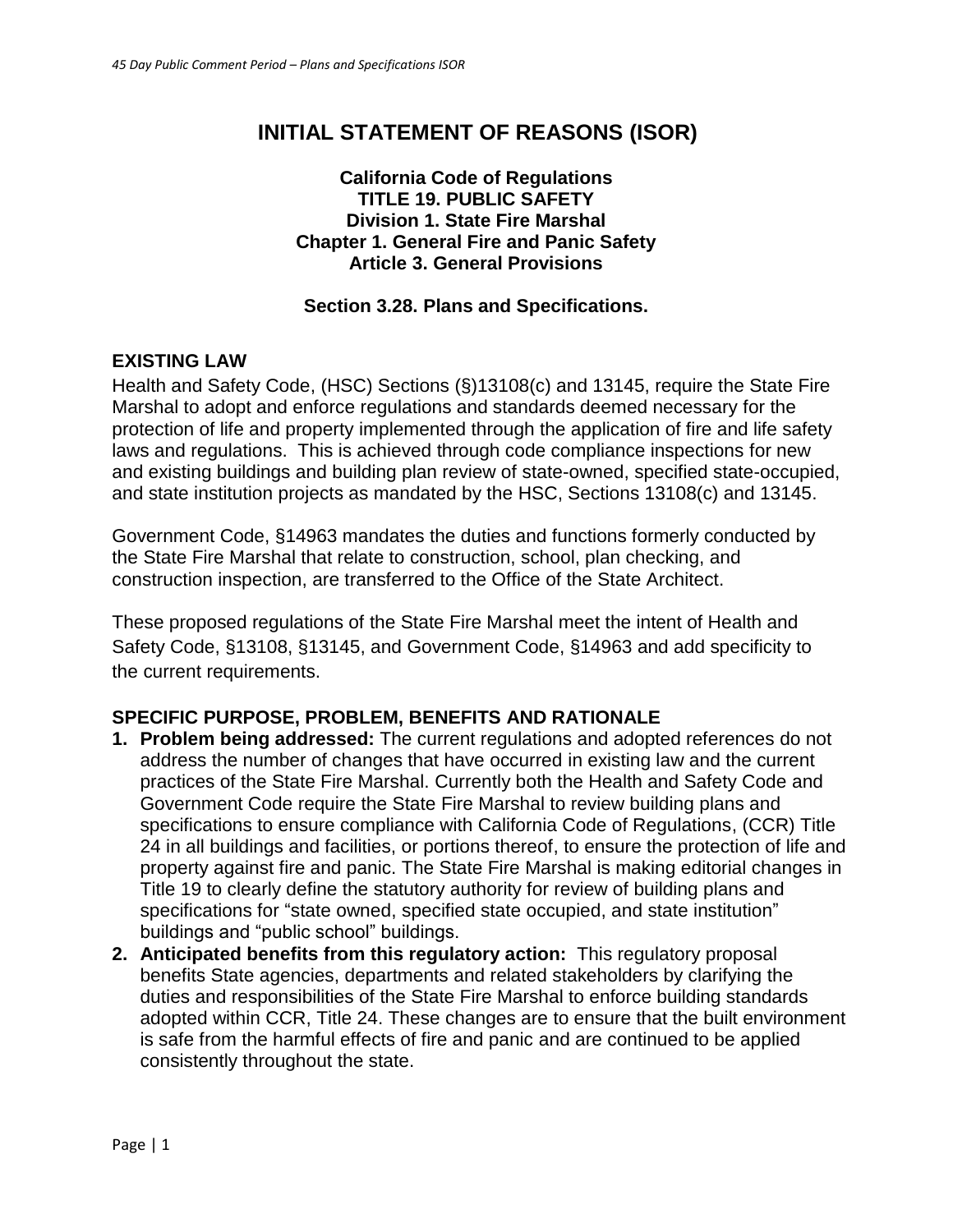# INITIAL STATEMENT OF REASONS (ISOR)

**California Code of Regulations**
**TITLE 19. PUBLIC SAFETY**
**Division 1. State Fire Marshal**
**Chapter 1. General Fire and Panic Safety**
**Article 3. General Provisions**

**Section 3.28. Plans and Specifications.**

## EXISTING LAW

Health and Safety Code, (HSC) Sections (§)13108(c) and 13145, require the State Fire Marshal to adopt and enforce regulations and standards deemed necessary for the protection of life and property implemented through the application of fire and life safety laws and regulations. This is achieved through code compliance inspections for new and existing buildings and building plan review of state-owned, specified state-occupied, and state institution projects as mandated by the HSC, Sections 13108(c) and 13145.

Government Code, §14963 mandates the duties and functions formerly conducted by the State Fire Marshal that relate to construction, school, plan checking, and construction inspection, are transferred to the Office of the State Architect.

These proposed regulations of the State Fire Marshal meet the intent of Health and Safety Code, §13108, §13145, and Government Code, §14963 and add specificity to the current requirements.

## SPECIFIC PURPOSE, PROBLEM, BENEFITS AND RATIONALE

1. **Problem being addressed:** The current regulations and adopted references do not address the number of changes that have occurred in existing law and the current practices of the State Fire Marshal. Currently both the Health and Safety Code and Government Code require the State Fire Marshal to review building plans and specifications to ensure compliance with California Code of Regulations, (CCR) Title 24 in all buildings and facilities, or portions thereof, to ensure the protection of life and property against fire and panic. The State Fire Marshal is making editorial changes in Title 19 to clearly define the statutory authority for review of building plans and specifications for "state owned, specified state occupied, and state institution" buildings and "public school" buildings.
2. **Anticipated benefits from this regulatory action:** This regulatory proposal benefits State agencies, departments and related stakeholders by clarifying the duties and responsibilities of the State Fire Marshal to enforce building standards adopted within CCR, Title 24. These changes are to ensure that the built environment is safe from the harmful effects of fire and panic and are continued to be applied consistently throughout the state.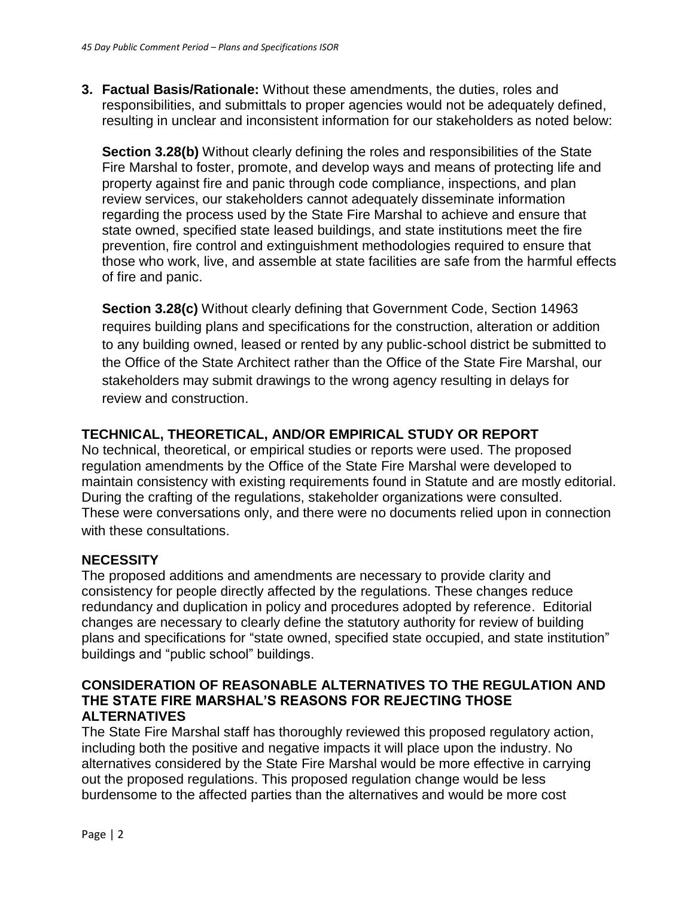3. **Factual Basis/Rationale:** Without these amendments, the duties, roles and responsibilities, and submittals to proper agencies would not be adequately defined, resulting in unclear and inconsistent information for our stakeholders as noted below:

   **Section 3.28(b)** Without clearly defining the roles and responsibilities of the State Fire Marshal to foster, promote, and develop ways and means of protecting life and property against fire and panic through code compliance, inspections, and plan review services, our stakeholders cannot adequately disseminate information regarding the process used by the State Fire Marshal to achieve and ensure that state owned, specified state leased buildings, and state institutions meet the fire prevention, fire control and extinguishment methodologies required to ensure that those who work, live, and assemble at state facilities are safe from the harmful effects of fire and panic.

   **Section 3.28(c)** Without clearly defining that Government Code, Section 14963 requires building plans and specifications for the construction, alteration or addition to any building owned, leased or rented by any public-school district be submitted to the Office of the State Architect rather than the Office of the State Fire Marshal, our stakeholders may submit drawings to the wrong agency resulting in delays for review and construction.

## TECHNICAL, THEORETICAL, AND/OR EMPIRICAL STUDY OR REPORT

No technical, theoretical, or empirical studies or reports were used. The proposed regulation amendments by the Office of the State Fire Marshal were developed to maintain consistency with existing requirements found in Statute and are mostly editorial. During the crafting of the regulations, stakeholder organizations were consulted. These were conversations only, and there were no documents relied upon in connection with these consultations.

## NECESSITY

The proposed additions and amendments are necessary to provide clarity and consistency for people directly affected by the regulations. These changes reduce redundancy and duplication in policy and procedures adopted by reference. Editorial changes are necessary to clearly define the statutory authority for review of building plans and specifications for "state owned, specified state occupied, and state institution" buildings and "public school" buildings.

## CONSIDERATION OF REASONABLE ALTERNATIVES TO THE REGULATION AND THE STATE FIRE MARSHAL'S REASONS FOR REJECTING THOSE ALTERNATIVES

The State Fire Marshal staff has thoroughly reviewed this proposed regulatory action, including both the positive and negative impacts it will place upon the industry. No alternatives considered by the State Fire Marshal would be more effective in carrying out the proposed regulations. This proposed regulation change would be less burdensome to the affected parties than the alternatives and would be more cost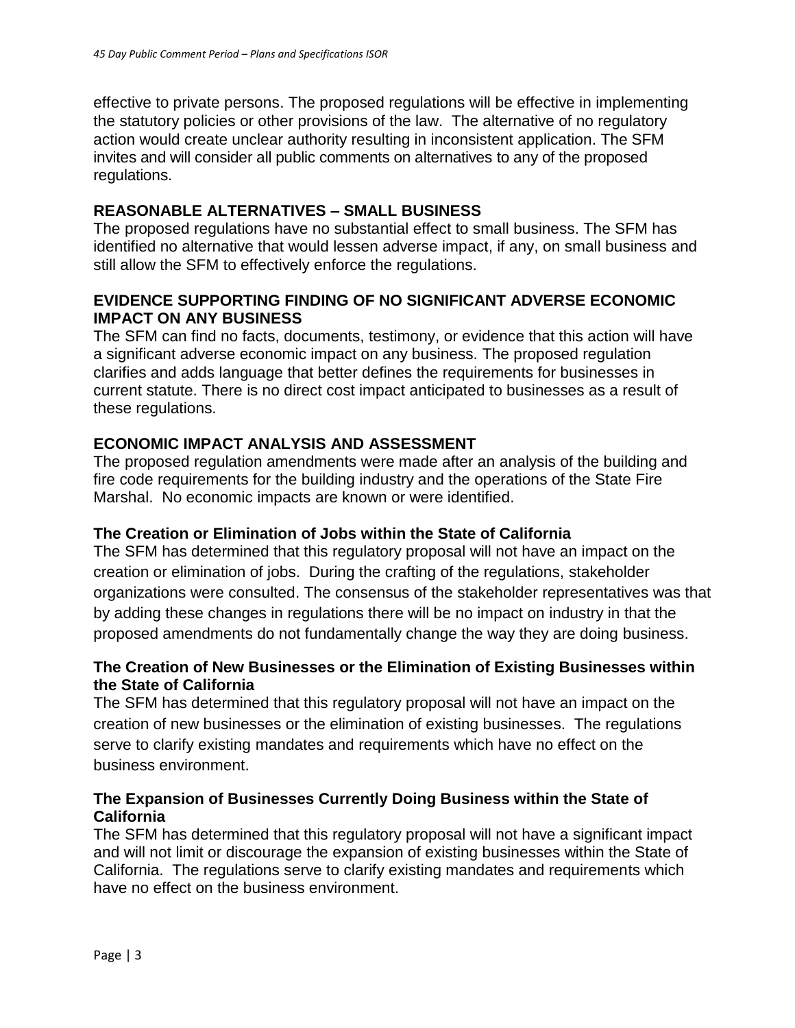effective to private persons. The proposed regulations will be effective in implementing the statutory policies or other provisions of the law. The alternative of no regulatory action would create unclear authority resulting in inconsistent application. The SFM invites and will consider all public comments on alternatives to any of the proposed regulations.

## REASONABLE ALTERNATIVES – SMALL BUSINESS

The proposed regulations have no substantial effect to small business. The SFM has identified no alternative that would lessen adverse impact, if any, on small business and still allow the SFM to effectively enforce the regulations.

## EVIDENCE SUPPORTING FINDING OF NO SIGNIFICANT ADVERSE ECONOMIC IMPACT ON ANY BUSINESS

The SFM can find no facts, documents, testimony, or evidence that this action will have a significant adverse economic impact on any business. The proposed regulation clarifies and adds language that better defines the requirements for businesses in current statute. There is no direct cost impact anticipated to businesses as a result of these regulations.

## ECONOMIC IMPACT ANALYSIS AND ASSESSMENT

The proposed regulation amendments were made after an analysis of the building and fire code requirements for the building industry and the operations of the State Fire Marshal. No economic impacts are known or were identified.

### The Creation or Elimination of Jobs within the State of California

The SFM has determined that this regulatory proposal will not have an impact on the creation or elimination of jobs. During the crafting of the regulations, stakeholder organizations were consulted. The consensus of the stakeholder representatives was that by adding these changes in regulations there will be no impact on industry in that the proposed amendments do not fundamentally change the way they are doing business.

### The Creation of New Businesses or the Elimination of Existing Businesses within the State of California

The SFM has determined that this regulatory proposal will not have an impact on the creation of new businesses or the elimination of existing businesses. The regulations serve to clarify existing mandates and requirements which have no effect on the business environment.

### The Expansion of Businesses Currently Doing Business within the State of California

The SFM has determined that this regulatory proposal will not have a significant impact and will not limit or discourage the expansion of existing businesses within the State of California. The regulations serve to clarify existing mandates and requirements which have no effect on the business environment.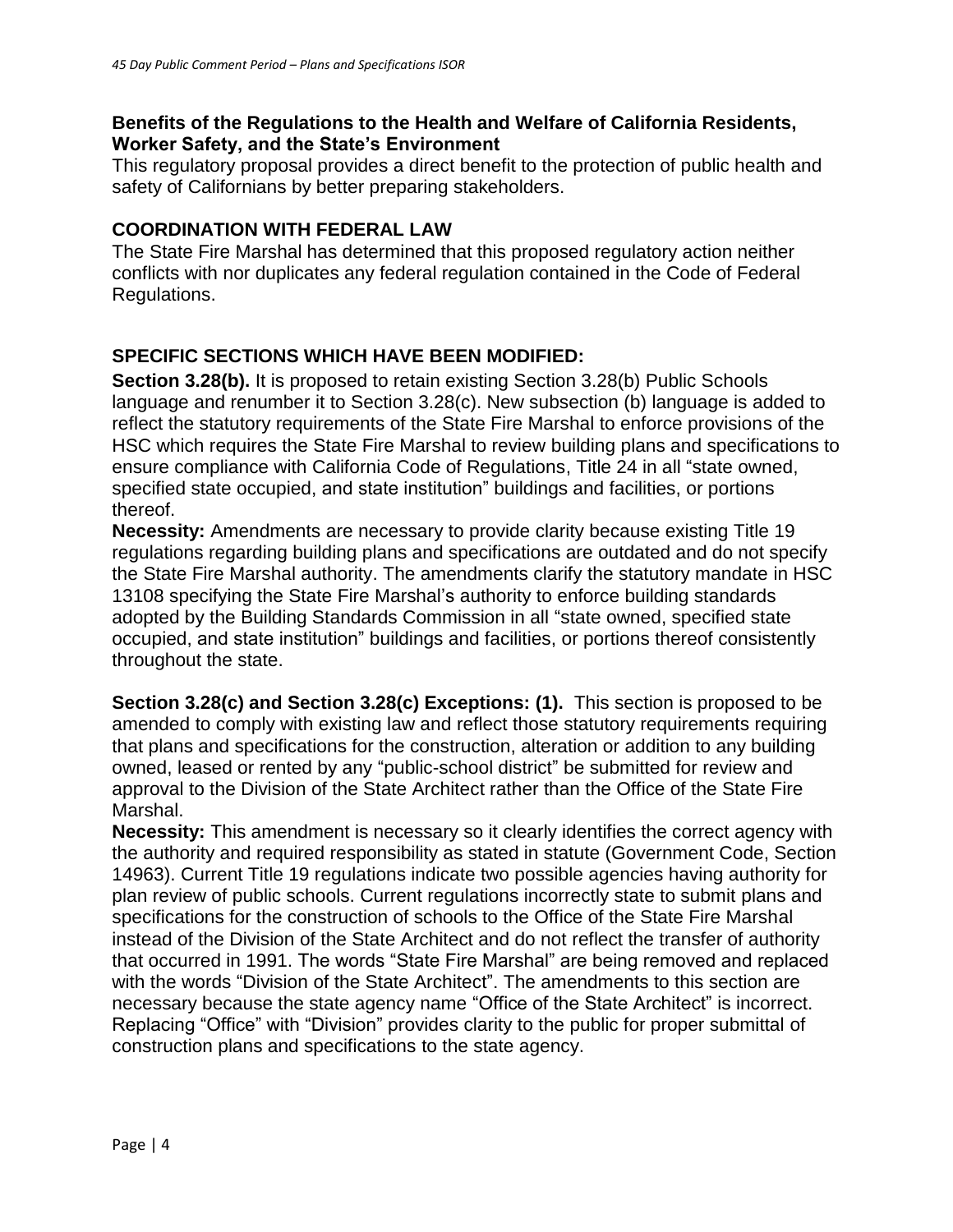### Benefits of the Regulations to the Health and Welfare of California Residents, Worker Safety, and the State's Environment

This regulatory proposal provides a direct benefit to the protection of public health and safety of Californians by better preparing stakeholders.

### COORDINATION WITH FEDERAL LAW

The State Fire Marshal has determined that this proposed regulatory action neither conflicts with nor duplicates any federal regulation contained in the Code of Federal Regulations.

### SPECIFIC SECTIONS WHICH HAVE BEEN MODIFIED:

**Section 3.28(b).** It is proposed to retain existing Section 3.28(b) Public Schools language and renumber it to Section 3.28(c). New subsection (b) language is added to reflect the statutory requirements of the State Fire Marshal to enforce provisions of the HSC which requires the State Fire Marshal to review building plans and specifications to ensure compliance with California Code of Regulations, Title 24 in all "state owned, specified state occupied, and state institution" buildings and facilities, or portions thereof.

**Necessity:** Amendments are necessary to provide clarity because existing Title 19 regulations regarding building plans and specifications are outdated and do not specify the State Fire Marshal authority. The amendments clarify the statutory mandate in HSC 13108 specifying the State Fire Marshal's authority to enforce building standards adopted by the Building Standards Commission in all "state owned, specified state occupied, and state institution" buildings and facilities, or portions thereof consistently throughout the state.

**Section 3.28(c) and Section 3.28(c) Exceptions: (1).** This section is proposed to be amended to comply with existing law and reflect those statutory requirements requiring that plans and specifications for the construction, alteration or addition to any building owned, leased or rented by any "public-school district" be submitted for review and approval to the Division of the State Architect rather than the Office of the State Fire Marshal.

**Necessity:** This amendment is necessary so it clearly identifies the correct agency with the authority and required responsibility as stated in statute (Government Code, Section 14963). Current Title 19 regulations indicate two possible agencies having authority for plan review of public schools. Current regulations incorrectly state to submit plans and specifications for the construction of schools to the Office of the State Fire Marshal instead of the Division of the State Architect and do not reflect the transfer of authority that occurred in 1991. The words "State Fire Marshal" are being removed and replaced with the words "Division of the State Architect". The amendments to this section are necessary because the state agency name "Office of the State Architect" is incorrect. Replacing "Office" with "Division" provides clarity to the public for proper submittal of construction plans and specifications to the state agency.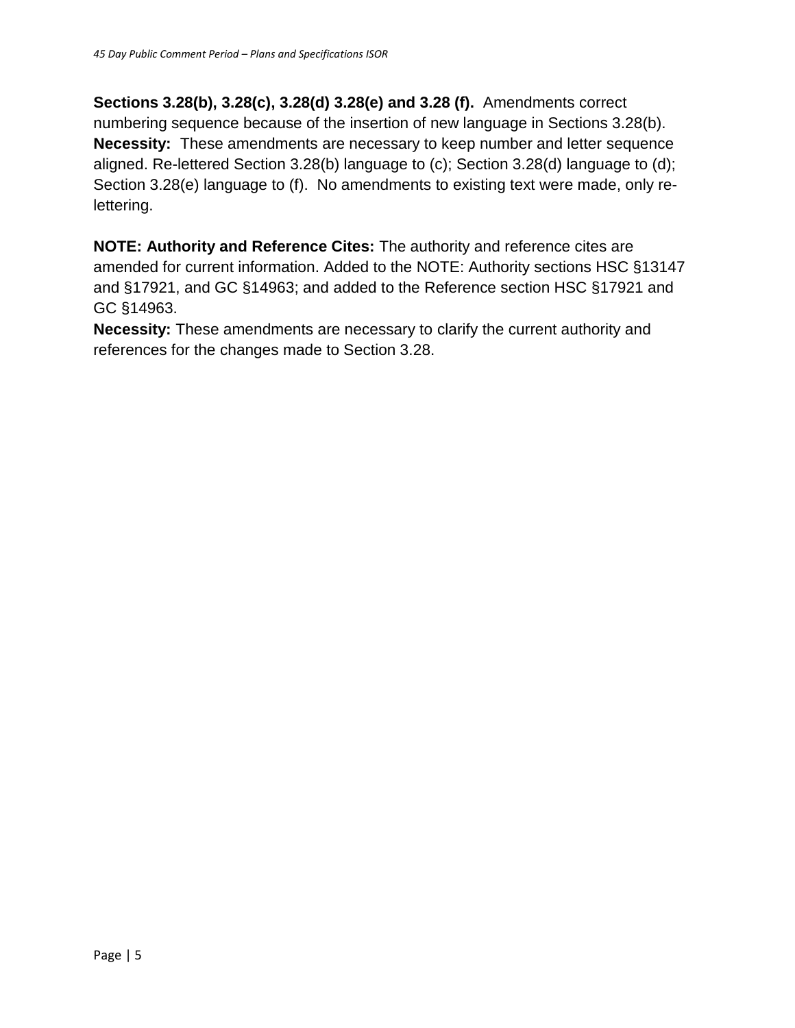**Sections 3.28(b), 3.28(c), 3.28(d) 3.28(e) and 3.28 (f).** Amendments correct numbering sequence because of the insertion of new language in Sections 3.28(b).
**Necessity:** These amendments are necessary to keep number and letter sequence aligned. Re-lettered Section 3.28(b) language to (c); Section 3.28(d) language to (d); Section 3.28(e) language to (f). No amendments to existing text were made, only re-lettering.

**NOTE: Authority and Reference Cites:** The authority and reference cites are amended for current information. Added to the NOTE: Authority sections HSC §13147 and §17921, and GC §14963; and added to the Reference section HSC §17921 and GC §14963.
**Necessity:** These amendments are necessary to clarify the current authority and references for the changes made to Section 3.28.